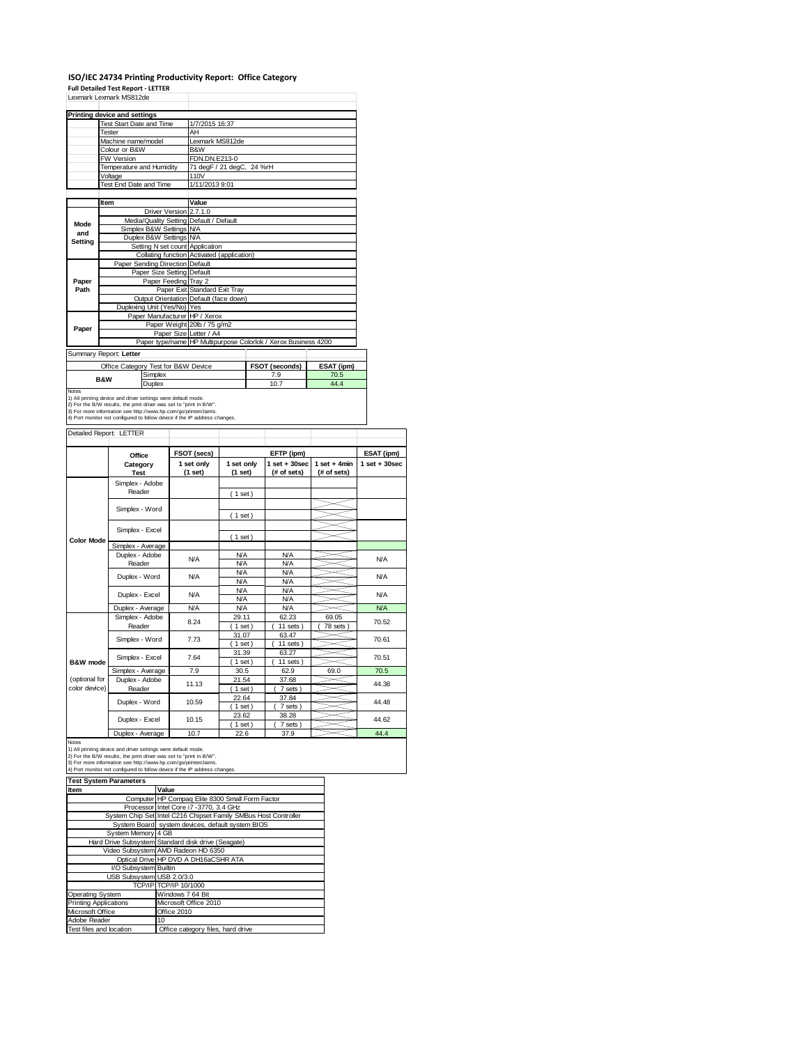# ISO/IEC 24734 Printing Productivity Report: Office Category

**Full Detailed Test Report - LETTER**

Lexmark Lexmark MS812de

| Printing device and settings | |
|---|---|
| Test Start Date and Time | 1/7/2015 16:37 |
| Tester | AH |
| Machine name/model | Lexmark MS812de |
| Colour or B&W | B&W |
| FW Version | FDN.DN.E213-0 |
| Temperature and Humidity | 71 degF / 21 degC, 24 %rH |
| Voltage | 110V |
| Test End Date and Time | 1/11/2013 9:01 |

| | Item | Value |
|---|---|---|
| Mode and Setting | Driver Version | 2.7.1.0 |
| | Media/Quality Setting | Default / Default |
| | Simplex B&W Settings | N/A |
| | Duplex B&W Settings | N/A |
| | Setting N set count | Application |
| | Collating function | Activated (application) |
| Paper Path | Paper Sending Direction | Default |
| | Paper Size Setting | Default |
| | Paper Feeding | Tray 2 |
| | Paper Exit | Standard Exit Tray |
| | Output Orientation | Default (face down) |
| | Duplexing Unit (Yes/No) | Yes |
| Paper | Paper Manufacturer | HP / Xerox |
| | Paper Weight | 20lb / 75 g/m2 |
| | Paper Size | Letter / A4 |
| | Paper type/name | HP Multipurpose Colorlok / Xerox Business 4200 |

Summary Report: **Letter**

| Office Category Test for B&W Device | | FSOT (seconds) | ESAT (ipm) |
|---|---|---|---|
| B&W | Simplex | 7.9 | 70.5 |
| | Duplex | 10.7 | 44.4 |

Notes
1) All printing device and driver settings were default mode.
2) For the B/W results, the print driver was set to "print in B/W".
3) For more information see http://www.hp.com/go/printerclaims.
4) Port monitor not configured to follow device if the IP address changes.

Detailed Report: LETTER

| | Office Category Test | FSOT (secs) 1 set only (1 set) | EFTP (ipm) 1 set only (1 set) | EFTP (ipm) 1 set + 30sec (# of sets) | EFTP (ipm) 1 set + 4min (# of sets) | ESAT (ipm) 1 set + 30sec |
|---|---|---|---|---|---|---|
| Color Mode | Simplex - Adobe Reader | | ( 1 set ) | | | |
| | Simplex - Word | | ( 1 set ) | | | |
| | Simplex - Excel | | ( 1 set ) | | | |
| | Simplex - Average | | | | | |
| | Duplex - Adobe Reader | N/A | N/A<br>N/A | N/A<br>N/A | | N/A |
| | Duplex - Word | N/A | N/A<br>N/A | N/A<br>N/A | | N/A |
| | Duplex - Excel | N/A | N/A<br>N/A | N/A<br>N/A | | N/A |
| | Duplex - Average | N/A | N/A | N/A | | N/A |
| B&W mode (optional for color device) | Simplex - Adobe Reader | 8.24 | 29.11<br>( 1 set ) | 62.23<br>( 11 sets ) | 69.05<br>( 78 sets ) | 70.52 |
| | Simplex - Word | 7.73 | 31.07<br>( 1 set ) | 63.47<br>( 11 sets ) | | 70.61 |
| | Simplex - Excel | 7.64 | 31.39<br>( 1 set ) | 63.27<br>( 11 sets ) | | 70.51 |
| | Simplex - Average | 7.9 | 30.5 | 62.9 | 69.0 | 70.5 |
| | Duplex - Adobe Reader | 11.13 | 21.54<br>( 1 set ) | 37.68<br>( 7 sets ) | | 44.38 |
| | Duplex - Word | 10.59 | 22.64<br>( 1 set ) | 37.84<br>( 7 sets ) | | 44.48 |
| | Duplex - Excel | 10.15 | 23.62<br>( 1 set ) | 38.28<br>( 7 sets ) | | 44.62 |
| | Duplex - Average | 10.7 | 22.6 | 37.9 | | 44.4 |

Notes
1) All printing device and driver settings were default mode.
2) For the B/W results, the print driver was set to "print in B/W".
3) For more information see http://www.hp.com/go/printerclaims.
4) Port monitor not configured to follow device if the IP address changes.

| Test System Parameters | |
|---|---|
| **Item** | **Value** |
| Computer | HP Compaq Elite 8300 Small Form Factor |
| Processor | Intel Core i7 -3770, 3.4 GHz |
| System Chip Set | Intel C216 Chipset Family SMBus Host Controller |
| System Board | system devices, default system BIOS |
| System Memory | 4 GB |
| Hard Drive Subsystem | Standard disk drive (Seagate) |
| Video Subsystem | AMD Radeon HD 6350 |
| Optical Drive | HP DVD A DH16aCSHR ATA |
| I/O Subsystem | Builtin |
| USB Subsystem | USB 2.0/3.0 |
| TCP/IP | TCP/IP 10/1000 |
| Operating System | Windows 7 64 Bit |
| Printing Applications | Microsoft Office 2010 |
| Microsoft Office | Office 2010 |
| Adobe Reader | 10 |
| Test files and location | Office category files, hard drive |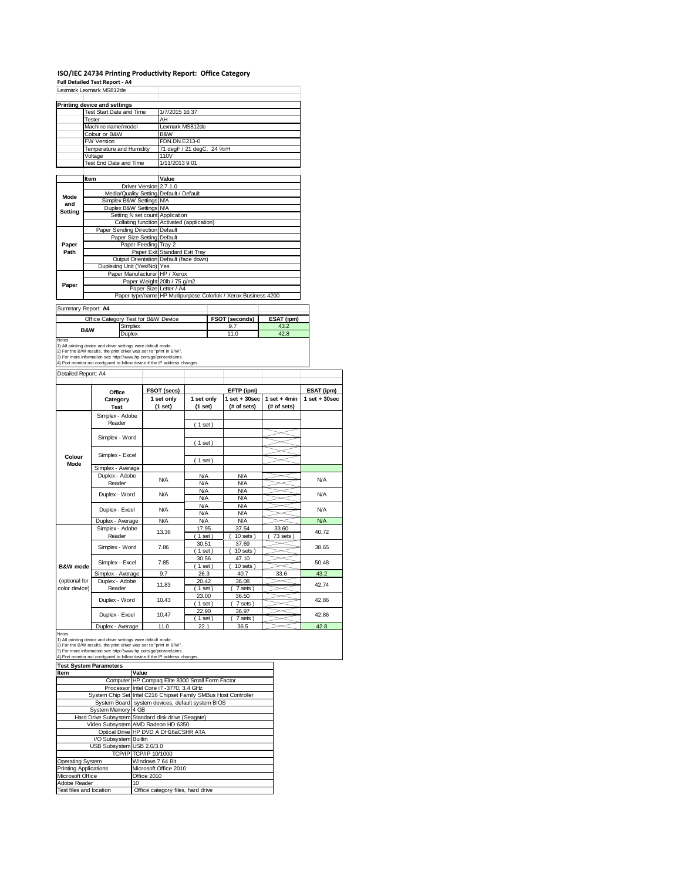# ISO/IEC 24734 Printing Productivity Report: Office Category

**Full Detailed Test Report - A4**

Lexmark Lexmark MS812de

| Printing device and settings | |
|---|---|
| Test Start Date and Time | 1/7/2015 16:37 |
| Tester | AH |
| Machine name/model | Lexmark MS812de |
| Colour or B&W | B&W |
| FW Version | FDN.DN.E213-0 |
| Temperature and Humidity | 71 degF / 21 degC, 24 %rH |
| Voltage | 110V |
| Test End Date and Time | 1/11/2013 9:01 |

| | Item | Value |
|---|---|---|
| Mode and Setting | Driver Version | 2.7.1.0 |
| | Media/Quality Setting | Default / Default |
| | Simplex B&W Settings | N/A |
| | Duplex B&W Settings | N/A |
| | Setting N set count | Application |
| | Collating function | Activated (application) |
| Paper Path | Paper Sending Direction | Default |
| | Paper Size Setting | Default |
| | Paper Feeding | Tray 2 |
| | Paper Exit | Standard Exit Tray |
| | Output Orientation | Default (face down) |
| | Duplexing Unit (Yes/No) | Yes |
| Paper | Paper Manufacturer | HP / Xerox |
| | Paper Weight | 20lb / 75 g/m2 |
| | Paper Size | Letter / A4 |
| | Paper type/name | HP Multipurpose Colorlok / Xerox Business 4200 |

Summary Report: **A4**

| Office Category Test for B&W Device | | FSOT (seconds) | ESAT (ipm) |
|---|---|---|---|
| B&W | Simplex | 9.7 | 43.2 |
| | Duplex | 11.0 | 42.8 |

Notes
1) All printing device and driver settings were default mode.
2) For the B/W results, the print driver was set to "print in B/W".
3) For more information see http://www.hp.com/go/printerclaims.
4) Port monitor not configured to follow device if the IP address changes.

Detailed Report: A4

| | Office Category Test | FSOT (secs) 1 set only (1 set) | EFTP (ipm) 1 set only (1 set) | EFTP (ipm) 1 set + 30sec (# of sets) | EFTP (ipm) 1 set + 4min (# of sets) | ESAT (ipm) 1 set + 30sec |
|---|---|---|---|---|---|---|
| Colour Mode | Simplex - Adobe Reader | | (1 set) | | | |
| | Simplex - Word | | (1 set) | | | |
| | Simplex - Excel | | (1 set) | | | |
| | Simplex - Average | | | | | |
| | Duplex - Adobe Reader | N/A | N/A N/A | N/A N/A | | N/A |
| | Duplex - Word | N/A | N/A N/A | N/A N/A | | N/A |
| | Duplex - Excel | N/A | N/A N/A | N/A N/A | | N/A |
| | Duplex - Average | N/A | N/A | N/A | | N/A |
| B&W mode (optional for color device) | Simplex - Adobe Reader | 13.36 | 17.95 (1 set) | 37.54 (10 sets) | 33.60 (73 sets) | 40.72 |
| | Simplex - Word | 7.86 | 30.51 (1 set) | 37.69 (10 sets) | | 38.65 |
| | Simplex - Excel | 7.85 | 30.56 (1 set) | 47.10 (10 sets) | | 50.48 |
| | Simplex - Average | 9.7 | 26.3 | 40.7 | 33.6 | 43.2 |
| | Duplex - Adobe Reader | 11.83 | 20.42 (1 set) | 36.08 (7 sets) | | 42.74 |
| | Duplex - Word | 10.43 | 23.00 (1 set) | 36.50 (7 sets) | | 42.86 |
| | Duplex - Excel | 10.47 | 22.90 (1 set) | 36.97 (7 sets) | | 42.86 |
| | Duplex - Average | 11.0 | 22.1 | 36.5 | | 42.8 |

Notes
1) All printing device and driver settings were default mode.
2) For the B/W results, the print driver was set to "print in B/W".
3) For more information see http://www.hp.com/go/printerclaims.
4) Port monitor not configured to follow device if the IP address changes.

| Test System Parameters | |
|---|---|
| Item | Value |
| Computer | HP Compaq Elite 8300 Small Form Factor |
| Processor | Intel Core i7 -3770, 3.4 GHz |
| System Chip Set | Intel C216 Chipset Family SMBus Host Controller |
| System Board | system devices, default system BIOS |
| System Memory | 4 GB |
| Hard Drive Subsystem | Standard disk drive (Seagate) |
| Video Subsystem | AMD Radeon HD 6350 |
| Optical Drive | HP DVD A DH16aCSHR ATA |
| I/O Subsystem | Builtin |
| USB Subsystem | USB 2.0/3.0 |
| TCP/IP | TCP/IP 10/1000 |
| Operating System | Windows 7 64 Bit |
| Printing Applications | Microsoft Office 2010 |
| Microsoft Office | Office 2010 |
| Adobe Reader | 10 |
| Test files and location | Office category files, hard drive |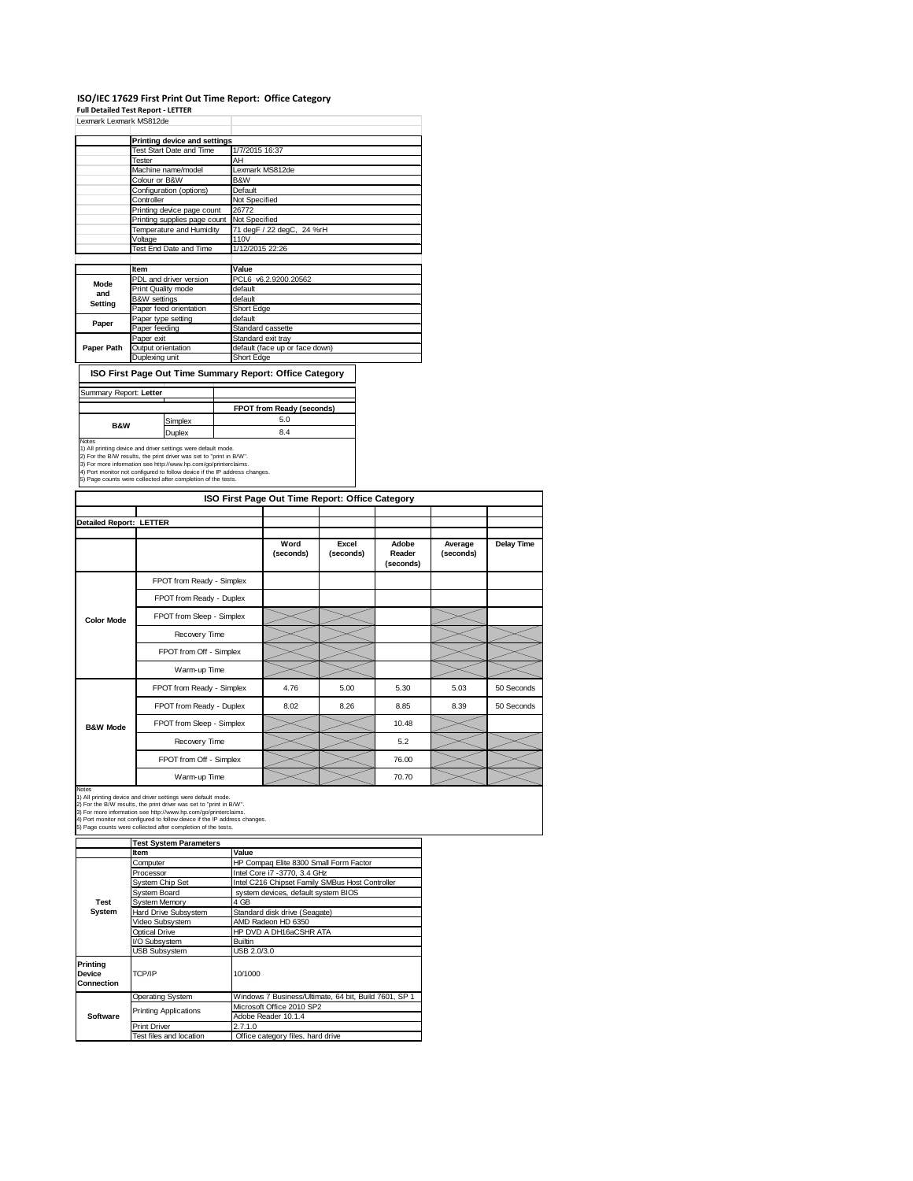# ISO/IEC 17629 First Print Out Time Report: Office Category

**Full Detailed Test Report - LETTER**

Lexmark Lexmark MS812de

| | Printing device and settings | |
|---|---|---|
| | Test Start Date and Time | 1/7/2015 16:37 |
| | Tester | AH |
| | Machine name/model | Lexmark MS812de |
| | Colour or B&W | B&W |
| | Configuration (options) | Default |
| | Controller | Not Specified |
| | Printing device page count | 26772 |
| | Printing supplies page count | Not Specified |
| | Temperature and Humidity | 71 degF / 22 degC, 24 %rH |
| | Voltage | 110V |
| | Test End Date and Time | 1/12/2015 22:26 |

| | Item | Value |
|---|---|---|
| Mode and Setting | PDL and driver version | PCL6 v6.2.9200.20562 |
| | Print Quality mode | default |
| | B&W settings | default |
| | Paper feed orientation | Short Edge |
| Paper | Paper type setting | default |
| | Paper feeding | Standard cassette |
| Paper Path | Paper exit | Standard exit tray |
| | Output orientation | default (face up or face down) |
| | Duplexing unit | Short Edge |

## ISO First Page Out Time Summary Report: Office Category

Summary Report: **Letter**

| | | FPOT from Ready (seconds) |
|---|---|---|
| B&W | Simplex | 5.0 |
| | Duplex | 8.4 |

Notes
1) All printing device and driver settings were default mode.
2) For the B/W results, the print driver was set to "print in B/W".
3) For more information see http://www.hp.com/go/printerclaims.
4) Port monitor not configured to follow device if the IP address changes.
5) Page counts were collected after completion of the tests.

## ISO First Page Out Time Report: Office Category

**Detailed Report: LETTER**

| | | Word (seconds) | Excel (seconds) | Adobe Reader (seconds) | Average (seconds) | Delay Time |
|---|---|---|---|---|---|---|
| Color Mode | FPOT from Ready - Simplex | | | | | |
| | FPOT from Ready - Duplex | | | | | |
| | FPOT from Sleep - Simplex | | | | | |
| | Recovery Time | | | | | |
| | FPOT from Off - Simplex | | | | | |
| | Warm-up Time | | | | | |
| B&W Mode | FPOT from Ready - Simplex | 4.76 | 5.00 | 5.30 | 5.03 | 50 Seconds |
| | FPOT from Ready - Duplex | 8.02 | 8.26 | 8.85 | 8.39 | 50 Seconds |
| | FPOT from Sleep - Simplex | | | 10.48 | | |
| | Recovery Time | | | 5.2 | | |
| | FPOT from Off - Simplex | | | 76.00 | | |
| | Warm-up Time | | | 70.70 | | |

Notes
1) All printing device and driver settings were default mode.
2) For the B/W results, the print driver was set to "print in B/W".
3) For more information see http://www.hp.com/go/printerclaims.
4) Port monitor not configured to follow device if the IP address changes.
5) Page counts were collected after completion of the tests.

| | Test System Parameters | |
|---|---|---|
| | Item | Value |
| Test System | Computer | HP Compaq Elite 8300 Small Form Factor |
| | Processor | Intel Core i7 -3770, 3.4 GHz |
| | System Chip Set | Intel C216 Chipset Family SMBus Host Controller |
| | System Board | system devices, default system BIOS |
| | System Memory | 4 GB |
| | Hard Drive Subsystem | Standard disk drive (Seagate) |
| | Video Subsystem | AMD Radeon HD 6350 |
| | Optical Drive | HP DVD A DH16aCSHR ATA |
| | I/O Subsystem | Builtin |
| | USB Subsystem | USB 2.0/3.0 |
| Printing Device Connection | TCP/IP | 10/1000 |
| Software | Operating System | Windows 7 Business/Ultimate, 64 bit, Build 7601, SP 1 |
| | Printing Applications | Microsoft Office 2010 SP2 |
| | | Adobe Reader 10.1.4 |
| | Print Driver | 2.7.1.0 |
| | Test files and location | Office category files, hard drive |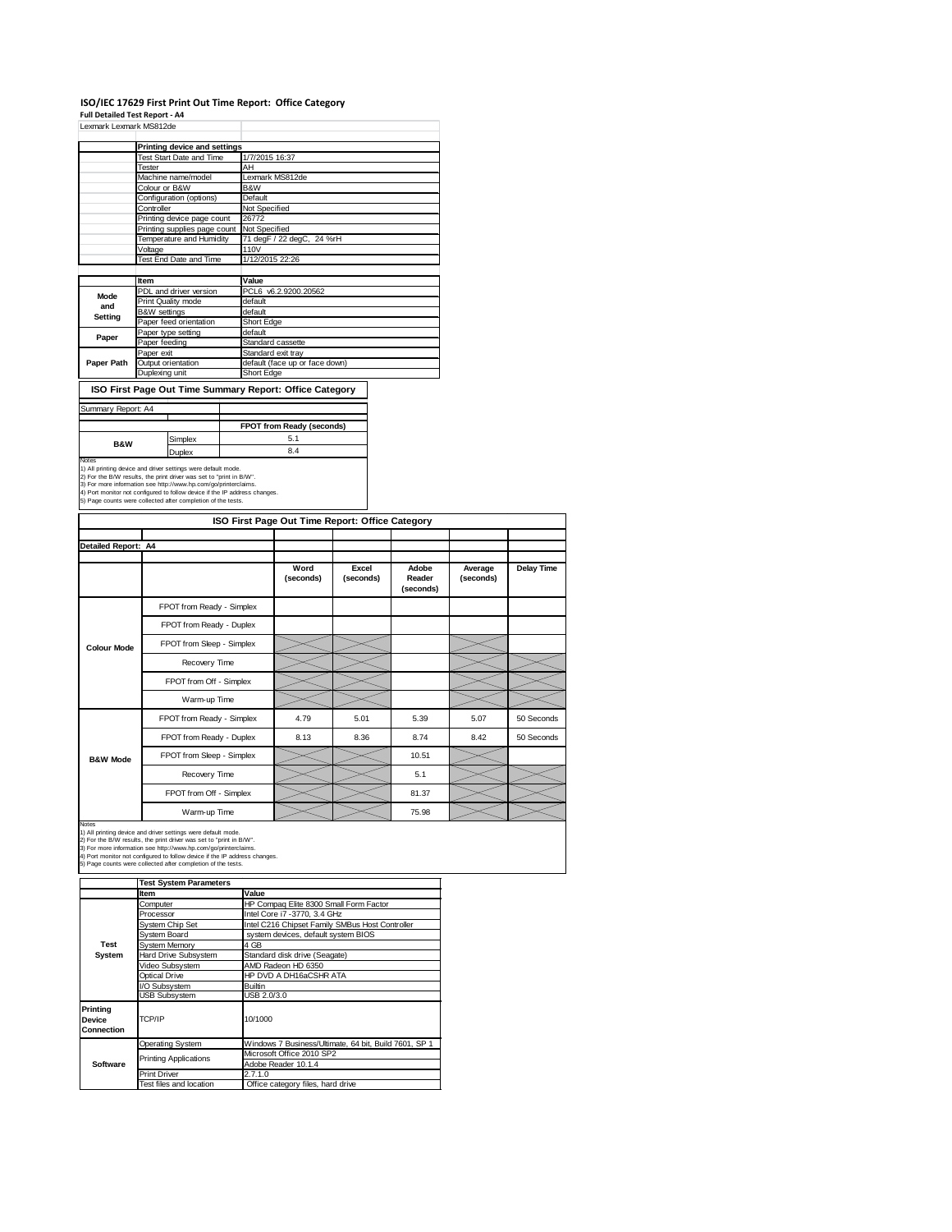## ISO/IEC 17629 First Print Out Time Report: Office Category

**Full Detailed Test Report - A4**

Lexmark Lexmark MS812de

| | | |
|---|---|---|
| | **Printing device and settings** | |
| | Test Start Date and Time | 1/7/2015 16:37 |
| | Tester | AH |
| | Machine name/model | Lexmark MS812de |
| | Colour or B&W | B&W |
| | Configuration (options) | Default |
| | Controller | Not Specified |
| | Printing device page count | 26772 |
| | Printing supplies page count | Not Specified |
| | Temperature and Humidity | 71 degF / 22 degC, 24 %rH |
| | Voltage | 110V |
| | Test End Date and Time | 1/12/2015 22:26 |

| | | |
|---|---|---|
| | **Item** | **Value** |
| Mode and Setting | PDL and driver version | PCL6 v6.2.9200.20562 |
| | Print Quality mode | default |
| | B&W settings | default |
| | Paper feed orientation | Short Edge |
| Paper | Paper type setting | default |
| | Paper feeding | Standard cassette |
| | Paper exit | Standard exit tray |
| Paper Path | Output orientation | default (face up or face down) |
| | Duplexing unit | Short Edge |

### ISO First Page Out Time Summary Report: Office Category

Summary Report: A4

| | | FPOT from Ready (seconds) |
|---|---|---|
| B&W | Simplex | 5.1 |
| | Duplex | 8.4 |

Notes
1) All printing device and driver settings were default mode.
2) For the B/W results, the print driver was set to "print in B/W".
3) For more information see http://www.hp.com/go/printerclaims.
4) Port monitor not configured to follow device if the IP address changes.
5) Page counts were collected after completion of the tests.

### ISO First Page Out Time Report: Office Category

Detailed Report: A4

| | | Word (seconds) | Excel (seconds) | Adobe Reader (seconds) | Average (seconds) | Delay Time |
|---|---|---|---|---|---|---|
| Colour Mode | FPOT from Ready - Simplex | | | | | |
| | FPOT from Ready - Duplex | | | | | |
| | FPOT from Sleep - Simplex | | | | | |
| | Recovery Time | | | | | |
| | FPOT from Off - Simplex | | | | | |
| | Warm-up Time | | | | | |
| B&W Mode | FPOT from Ready - Simplex | 4.79 | 5.01 | 5.39 | 5.07 | 50 Seconds |
| | FPOT from Ready - Duplex | 8.13 | 8.36 | 8.74 | 8.42 | 50 Seconds |
| | FPOT from Sleep - Simplex | | | 10.51 | | |
| | Recovery Time | | | 5.1 | | |
| | FPOT from Off - Simplex | | | 81.37 | | |
| | Warm-up Time | | | 75.98 | | |

Notes
1) All printing device and driver settings were default mode.
2) For the B/W results, the print driver was set to "print in B/W".
3) For more information see http://www.hp.com/go/printerclaims.
4) Port monitor not configured to follow device if the IP address changes.
5) Page counts were collected after completion of the tests.

| | | |
|---|---|---|
| | **Test System Parameters** | |
| | **Item** | **Value** |
| Test System | Computer | HP Compaq Elite 8300 Small Form Factor |
| | Processor | Intel Core i7 -3770, 3.4 GHz |
| | System Chip Set | Intel C216 Chipset Family SMBus Host Controller |
| | System Board | system devices, default system BIOS |
| | System Memory | 4 GB |
| | Hard Drive Subsystem | Standard disk drive (Seagate) |
| | Video Subsystem | AMD Radeon HD 6350 |
| | Optical Drive | HP DVD A DH16aCSHR ATA |
| | I/O Subsystem | Builtin |
| | USB Subsystem | USB 2.0/3.0 |
| Printing Device Connection | TCP/IP | 10/1000 |
| Software | Operating System | Windows 7 Business/Ultimate, 64 bit, Build 7601, SP 1 |
| | Printing Applications | Microsoft Office 2010 SP2 |
| | | Adobe Reader 10.1.4 |
| | Print Driver | 2.7.1.0 |
| | Test files and location | Office category files, hard drive |